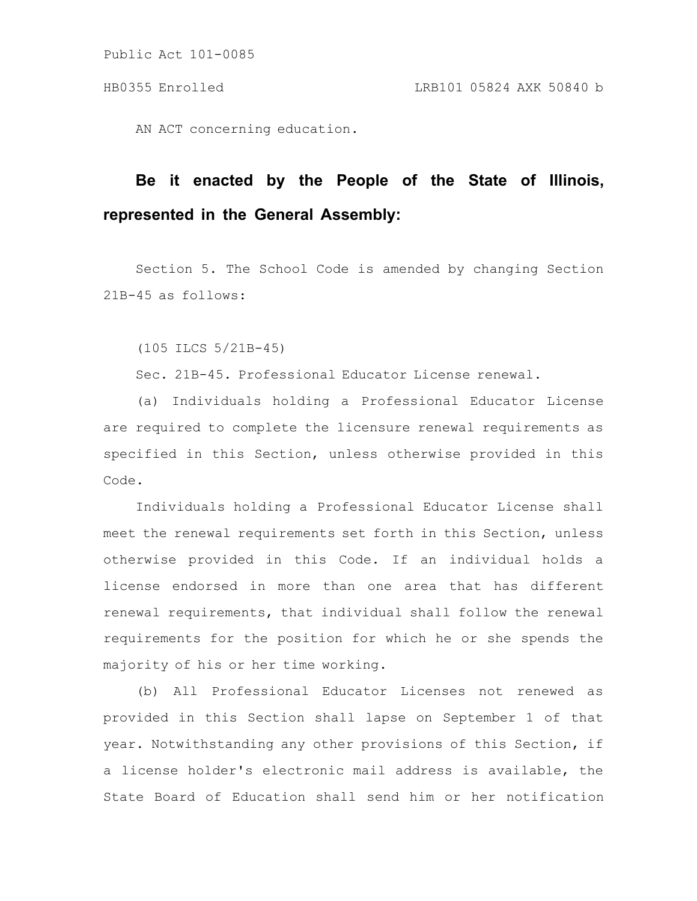AN ACT concerning education.

**Be it enacted by the People of the State of Illinois, represented in the General Assembly:**

Section 5. The School Code is amended by changing Section 21B-45 as follows:

(105 ILCS 5/21B-45)

Sec. 21B-45. Professional Educator License renewal.

(a) Individuals holding a Professional Educator License are required to complete the licensure renewal requirements as specified in this Section, unless otherwise provided in this Code.

Individuals holding a Professional Educator License shall meet the renewal requirements set forth in this Section, unless otherwise provided in this Code. If an individual holds a license endorsed in more than one area that has different renewal requirements, that individual shall follow the renewal requirements for the position for which he or she spends the majority of his or her time working.

(b) All Professional Educator Licenses not renewed as provided in this Section shall lapse on September 1 of that year. Notwithstanding any other provisions of this Section, if a license holder's electronic mail address is available, the State Board of Education shall send him or her notification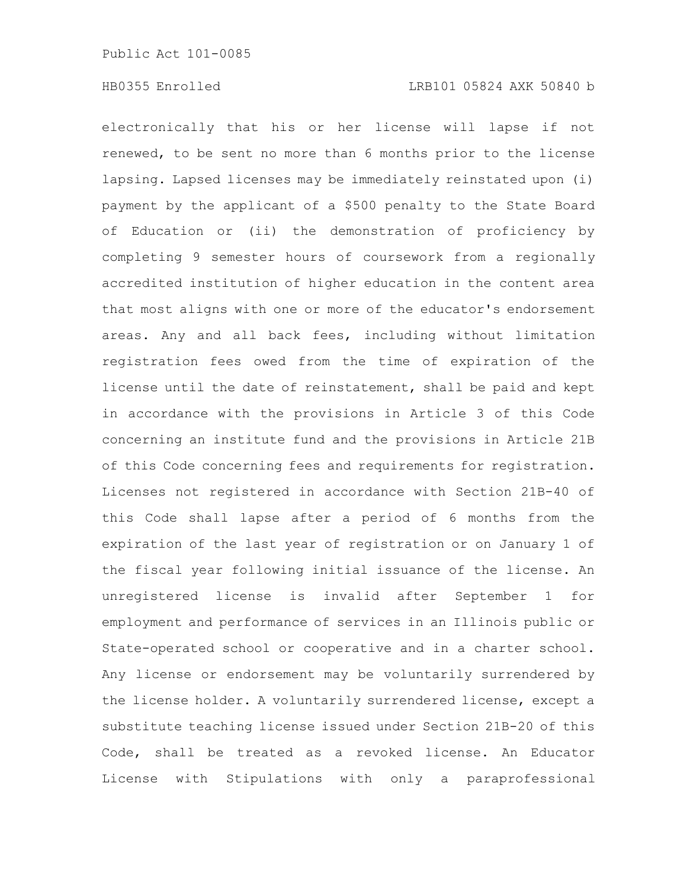electronically that his or her license will lapse if not renewed, to be sent no more than 6 months prior to the license lapsing. Lapsed licenses may be immediately reinstated upon (i) payment by the applicant of a $500 penalty to the State Board of Education or (ii) the demonstration of proficiency by completing 9 semester hours of coursework from a regionally accredited institution of higher education in the content area that most aligns with one or more of the educator's endorsement areas. Any and all back fees, including without limitation registration fees owed from the time of expiration of the license until the date of reinstatement, shall be paid and kept in accordance with the provisions in Article 3 of this Code concerning an institute fund and the provisions in Article 21B of this Code concerning fees and requirements for registration. Licenses not registered in accordance with Section 21B-40 of this Code shall lapse after a period of 6 months from the expiration of the last year of registration or on January 1 of the fiscal year following initial issuance of the license. An unregistered license is invalid after September 1 for employment and performance of services in an Illinois public or State-operated school or cooperative and in a charter school. Any license or endorsement may be voluntarily surrendered by the license holder. A voluntarily surrendered license, except a substitute teaching license issued under Section 21B-20 of this Code, shall be treated as a revoked license. An Educator License with Stipulations with only a paraprofessional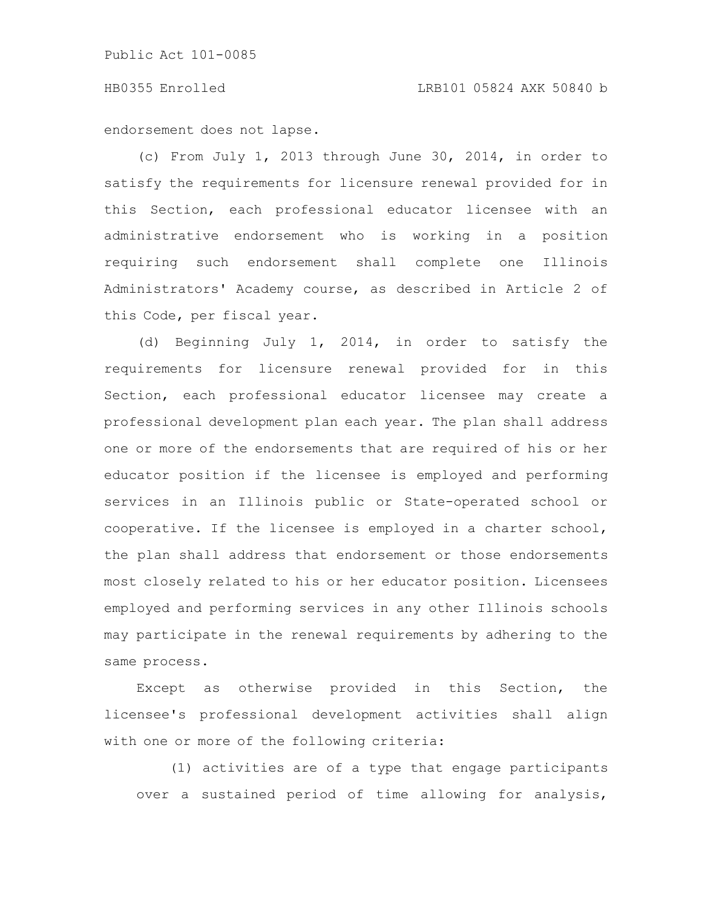endorsement does not lapse.

(c) From July 1, 2013 through June 30, 2014, in order to satisfy the requirements for licensure renewal provided for in this Section, each professional educator licensee with an administrative endorsement who is working in a position requiring such endorsement shall complete one Illinois Administrators' Academy course, as described in Article 2 of this Code, per fiscal year.

(d) Beginning July 1, 2014, in order to satisfy the requirements for licensure renewal provided for in this Section, each professional educator licensee may create a professional development plan each year. The plan shall address one or more of the endorsements that are required of his or her educator position if the licensee is employed and performing services in an Illinois public or State-operated school or cooperative. If the licensee is employed in a charter school, the plan shall address that endorsement or those endorsements most closely related to his or her educator position. Licensees employed and performing services in any other Illinois schools may participate in the renewal requirements by adhering to the same process.

Except as otherwise provided in this Section, the licensee's professional development activities shall align with one or more of the following criteria:

(1) activities are of a type that engage participants over a sustained period of time allowing for analysis,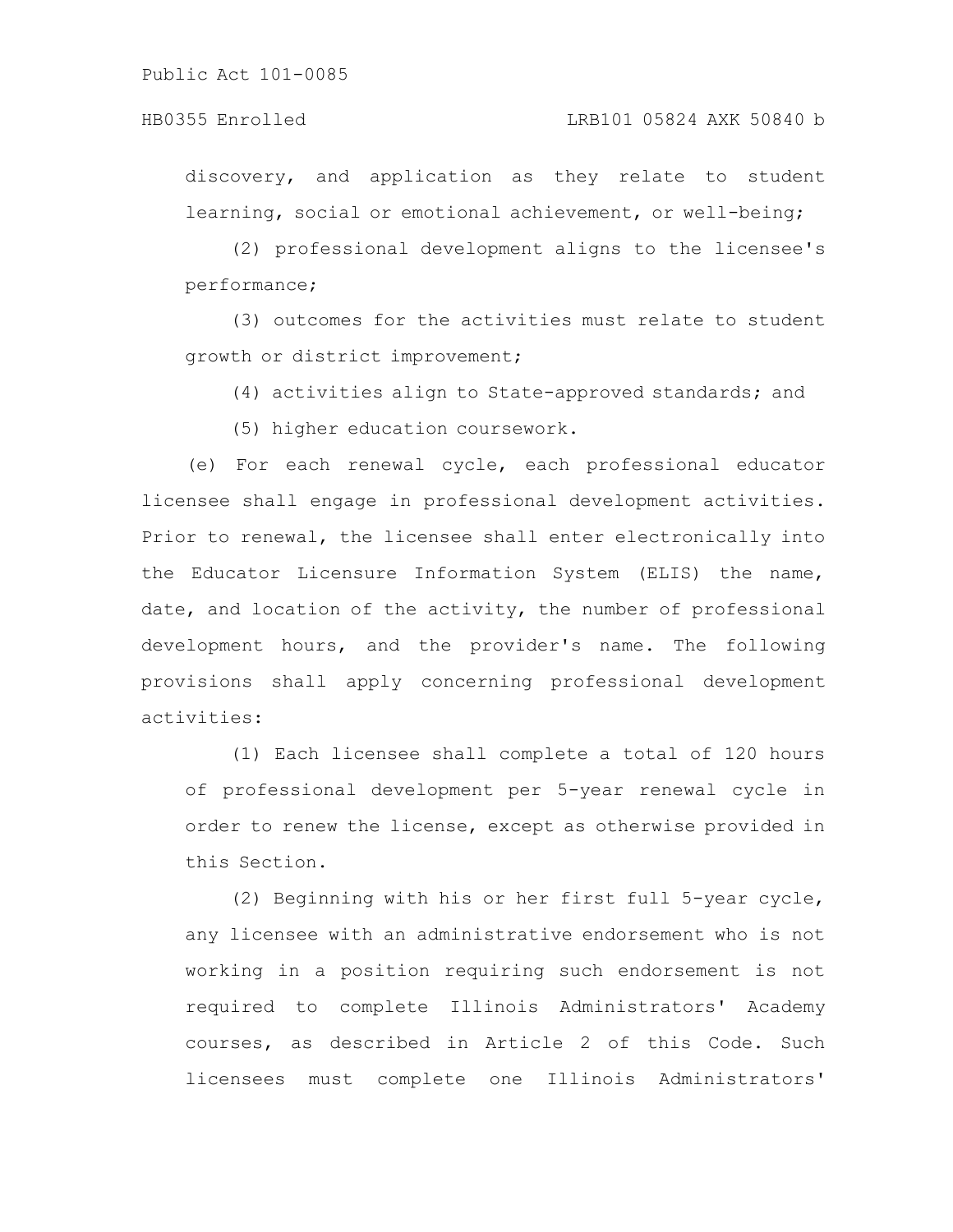discovery, and application as they relate to student learning, social or emotional achievement, or well-being;

(2) professional development aligns to the licensee's performance;

(3) outcomes for the activities must relate to student growth or district improvement;

(4) activities align to State-approved standards; and

(5) higher education coursework.

(e) For each renewal cycle, each professional educator licensee shall engage in professional development activities. Prior to renewal, the licensee shall enter electronically into the Educator Licensure Information System (ELIS) the name, date, and location of the activity, the number of professional development hours, and the provider's name. The following provisions shall apply concerning professional development activities:

(1) Each licensee shall complete a total of 120 hours of professional development per 5-year renewal cycle in order to renew the license, except as otherwise provided in this Section.

(2) Beginning with his or her first full 5-year cycle, any licensee with an administrative endorsement who is not working in a position requiring such endorsement is not required to complete Illinois Administrators' Academy courses, as described in Article 2 of this Code. Such licensees must complete one Illinois Administrators'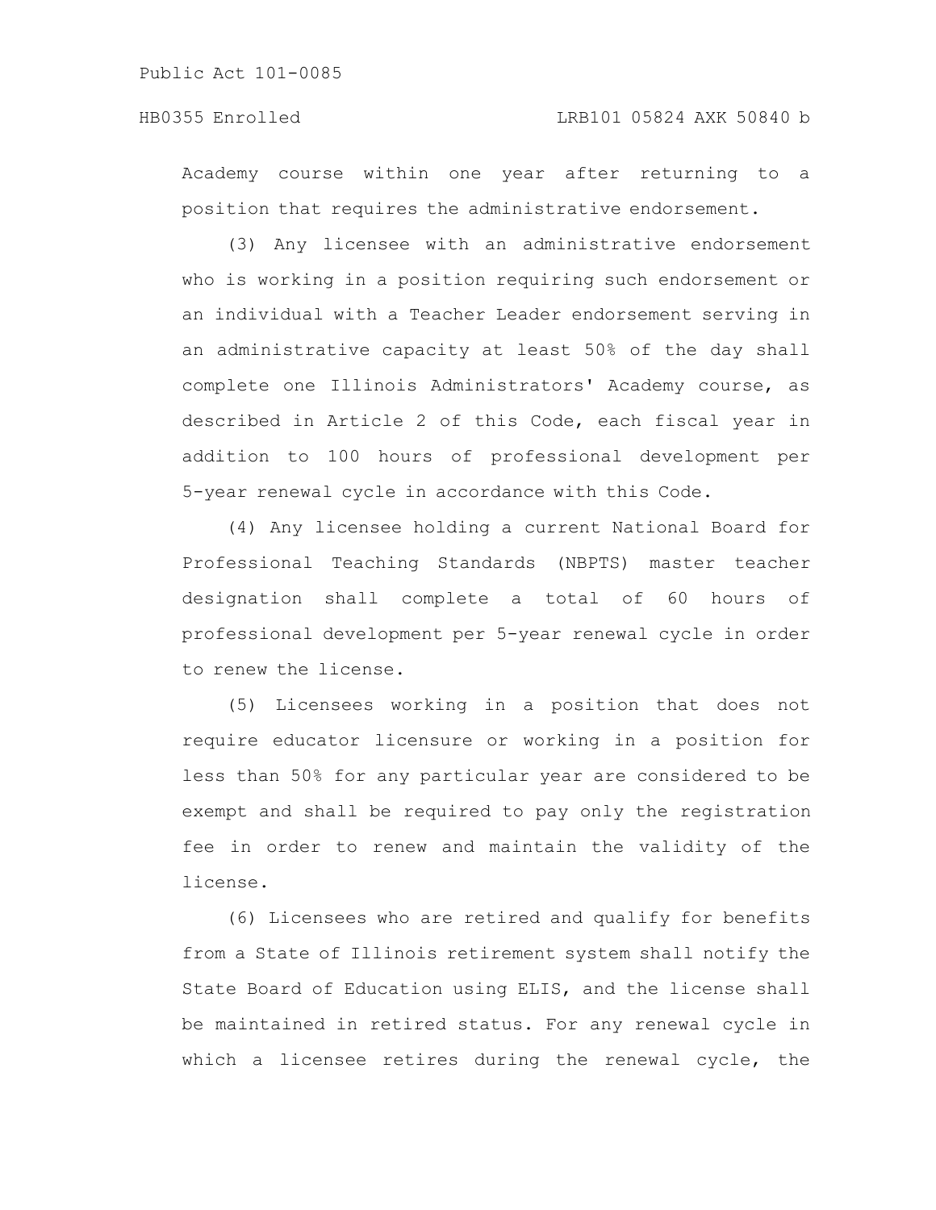Academy course within one year after returning to a position that requires the administrative endorsement.

(3) Any licensee with an administrative endorsement who is working in a position requiring such endorsement or an individual with a Teacher Leader endorsement serving in an administrative capacity at least 50% of the day shall complete one Illinois Administrators' Academy course, as described in Article 2 of this Code, each fiscal year in addition to 100 hours of professional development per 5-year renewal cycle in accordance with this Code.

(4) Any licensee holding a current National Board for Professional Teaching Standards (NBPTS) master teacher designation shall complete a total of 60 hours of professional development per 5-year renewal cycle in order to renew the license.

(5) Licensees working in a position that does not require educator licensure or working in a position for less than 50% for any particular year are considered to be exempt and shall be required to pay only the registration fee in order to renew and maintain the validity of the license.

(6) Licensees who are retired and qualify for benefits from a State of Illinois retirement system shall notify the State Board of Education using ELIS, and the license shall be maintained in retired status. For any renewal cycle in which a licensee retires during the renewal cycle, the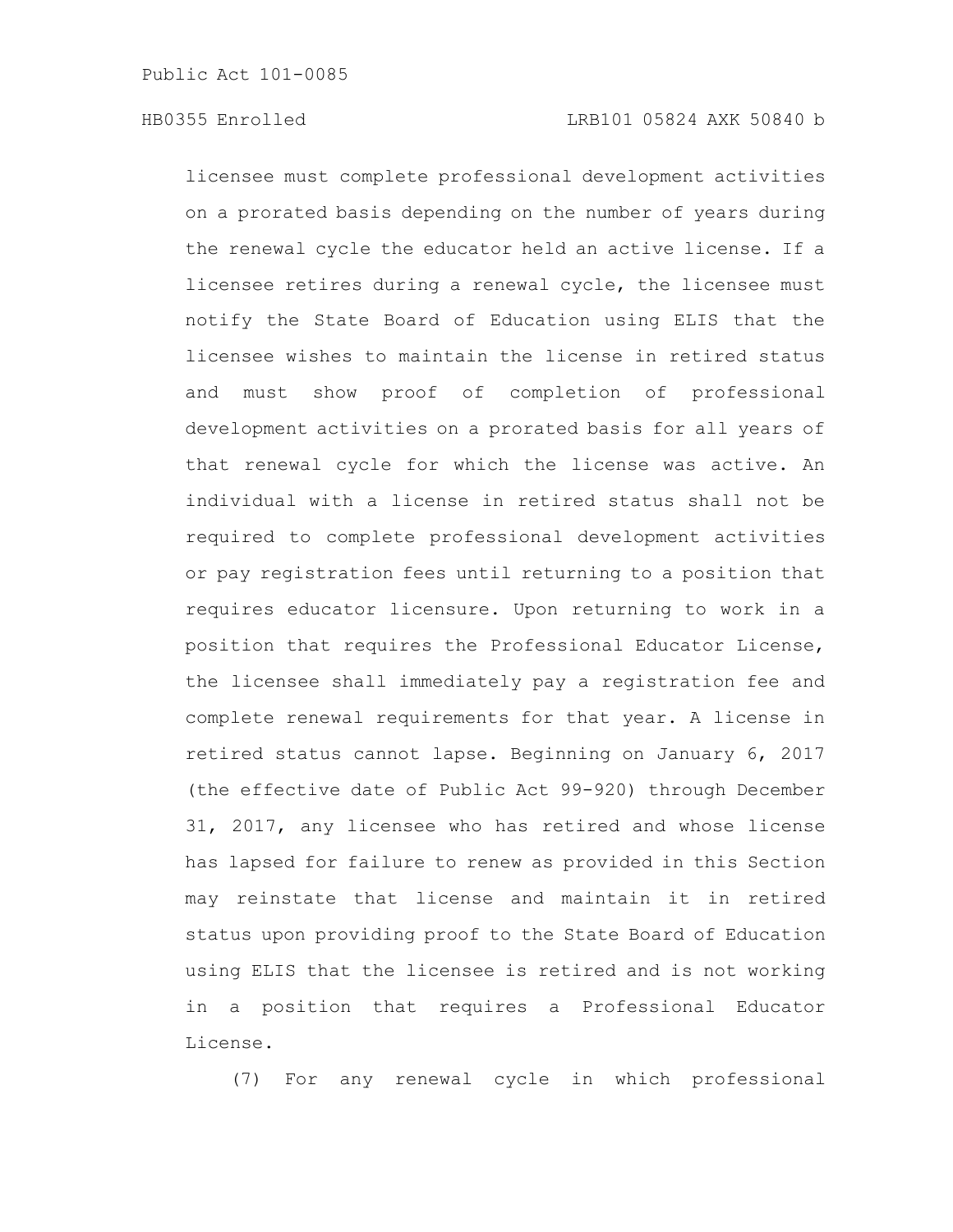licensee must complete professional development activities on a prorated basis depending on the number of years during the renewal cycle the educator held an active license. If a licensee retires during a renewal cycle, the licensee must notify the State Board of Education using ELIS that the licensee wishes to maintain the license in retired status and must show proof of completion of professional development activities on a prorated basis for all years of that renewal cycle for which the license was active. An individual with a license in retired status shall not be required to complete professional development activities or pay registration fees until returning to a position that requires educator licensure. Upon returning to work in a position that requires the Professional Educator License, the licensee shall immediately pay a registration fee and complete renewal requirements for that year. A license in retired status cannot lapse. Beginning on January 6, 2017 (the effective date of Public Act 99-920) through December 31, 2017, any licensee who has retired and whose license has lapsed for failure to renew as provided in this Section may reinstate that license and maintain it in retired status upon providing proof to the State Board of Education using ELIS that the licensee is retired and is not working in a position that requires a Professional Educator License.

(7) For any renewal cycle in which professional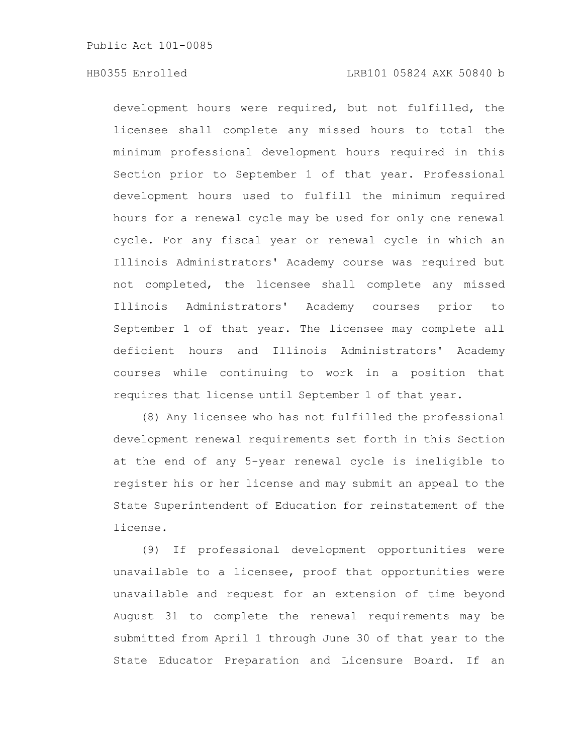development hours were required, but not fulfilled, the licensee shall complete any missed hours to total the minimum professional development hours required in this Section prior to September 1 of that year. Professional development hours used to fulfill the minimum required hours for a renewal cycle may be used for only one renewal cycle. For any fiscal year or renewal cycle in which an Illinois Administrators' Academy course was required but not completed, the licensee shall complete any missed Illinois Administrators' Academy courses prior to September 1 of that year. The licensee may complete all deficient hours and Illinois Administrators' Academy courses while continuing to work in a position that requires that license until September 1 of that year.

(8) Any licensee who has not fulfilled the professional development renewal requirements set forth in this Section at the end of any 5-year renewal cycle is ineligible to register his or her license and may submit an appeal to the State Superintendent of Education for reinstatement of the license.

(9) If professional development opportunities were unavailable to a licensee, proof that opportunities were unavailable and request for an extension of time beyond August 31 to complete the renewal requirements may be submitted from April 1 through June 30 of that year to the State Educator Preparation and Licensure Board. If an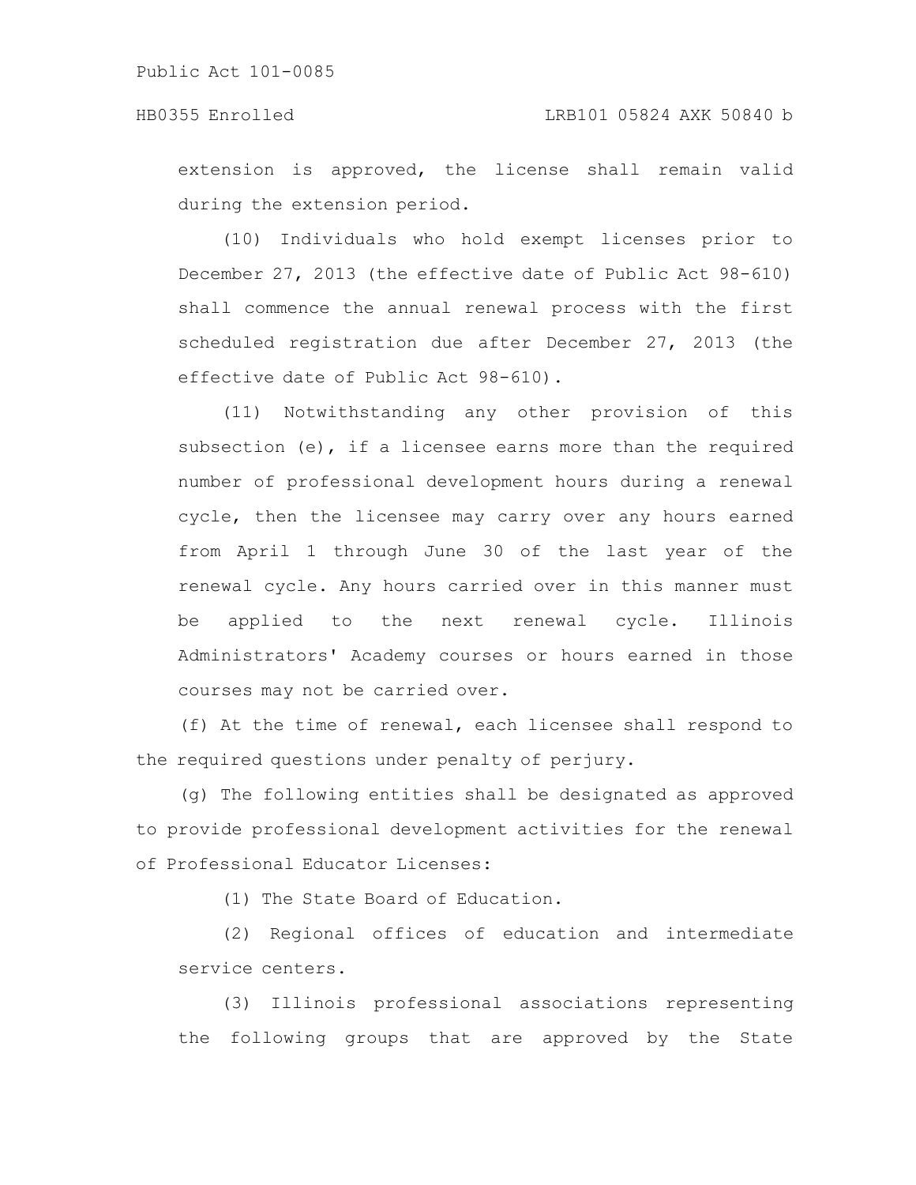extension is approved, the license shall remain valid during the extension period.

(10) Individuals who hold exempt licenses prior to December 27, 2013 (the effective date of Public Act 98-610) shall commence the annual renewal process with the first scheduled registration due after December 27, 2013 (the effective date of Public Act 98-610).

(11) Notwithstanding any other provision of this subsection (e), if a licensee earns more than the required number of professional development hours during a renewal cycle, then the licensee may carry over any hours earned from April 1 through June 30 of the last year of the renewal cycle. Any hours carried over in this manner must be applied to the next renewal cycle. Illinois Administrators' Academy courses or hours earned in those courses may not be carried over.

(f) At the time of renewal, each licensee shall respond to the required questions under penalty of perjury.

(g) The following entities shall be designated as approved to provide professional development activities for the renewal of Professional Educator Licenses:

(1) The State Board of Education.

(2) Regional offices of education and intermediate service centers.

(3) Illinois professional associations representing the following groups that are approved by the State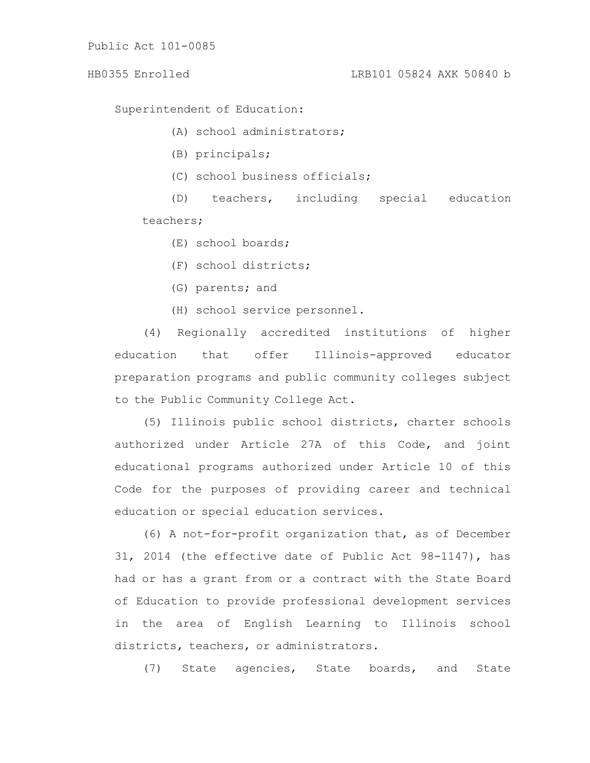Superintendent of Education:

(A) school administrators;

(B) principals;

(C) school business officials;

(D) teachers, including special education teachers;

(E) school boards;

(F) school districts;

(G) parents; and

(H) school service personnel.

(4) Regionally accredited institutions of higher education that offer Illinois-approved educator preparation programs and public community colleges subject to the Public Community College Act.

(5) Illinois public school districts, charter schools authorized under Article 27A of this Code, and joint educational programs authorized under Article 10 of this Code for the purposes of providing career and technical education or special education services.

(6) A not-for-profit organization that, as of December 31, 2014 (the effective date of Public Act 98-1147), has had or has a grant from or a contract with the State Board of Education to provide professional development services in the area of English Learning to Illinois school districts, teachers, or administrators.

(7) State agencies, State boards, and State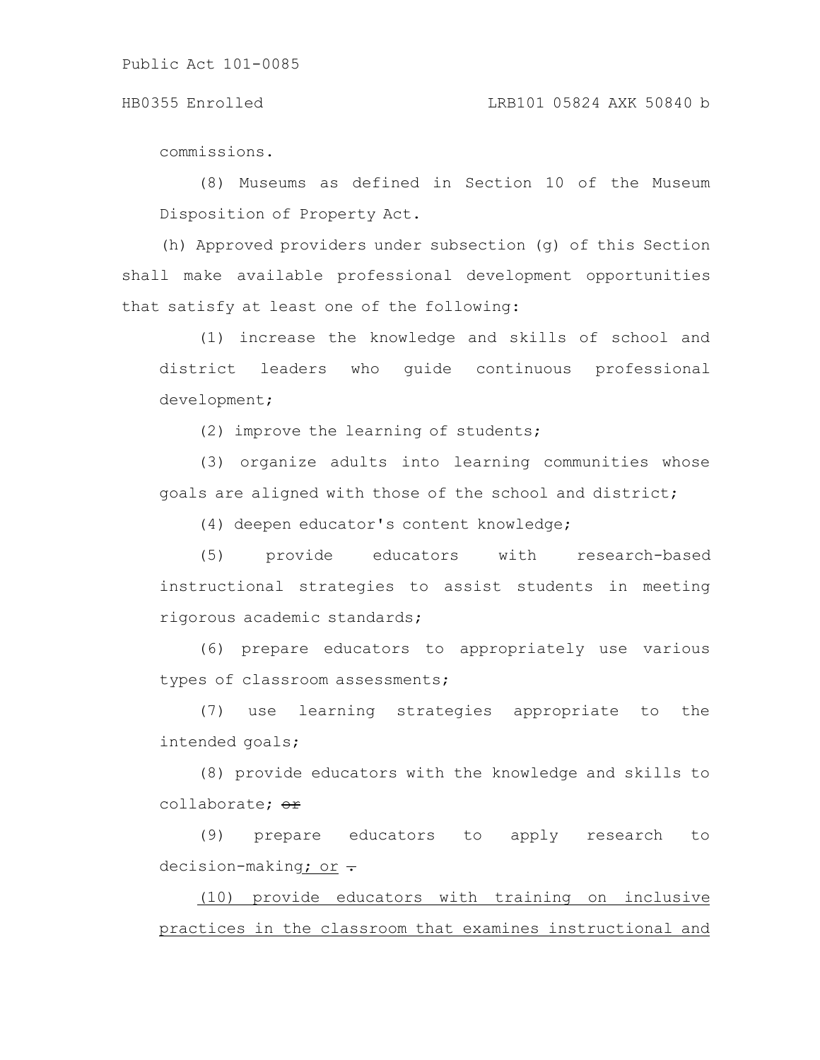commissions.

(8) Museums as defined in Section 10 of the Museum Disposition of Property Act.

(h) Approved providers under subsection (g) of this Section shall make available professional development opportunities that satisfy at least one of the following:

(1) increase the knowledge and skills of school and district leaders who guide continuous professional development;

(2) improve the learning of students;

(3) organize adults into learning communities whose goals are aligned with those of the school and district;

(4) deepen educator's content knowledge;

(5) provide educators with research-based instructional strategies to assist students in meeting rigorous academic standards;

(6) prepare educators to appropriately use various types of classroom assessments;

(7) use learning strategies appropriate to the intended goals;

(8) provide educators with the knowledge and skills to collaborate; ~~or~~

(9) prepare educators to apply research to decision-making<u>; or</u> ~~.~~

<u>(10) provide educators with training on inclusive practices in the classroom that examines instructional and</u>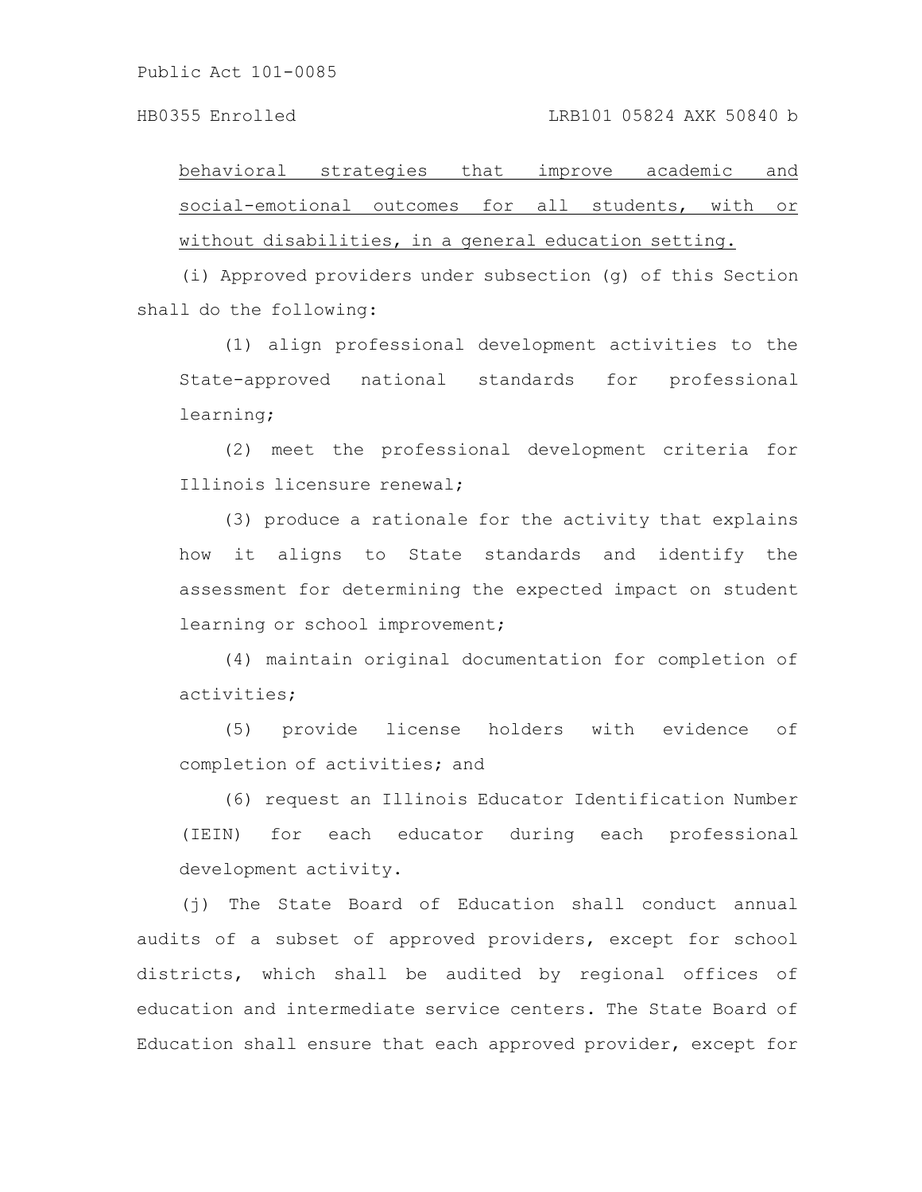behavioral strategies that improve academic and social-emotional outcomes for all students, with or without disabilities, in a general education setting.

(i) Approved providers under subsection (g) of this Section shall do the following:

(1) align professional development activities to the State-approved national standards for professional learning;

(2) meet the professional development criteria for Illinois licensure renewal;

(3) produce a rationale for the activity that explains how it aligns to State standards and identify the assessment for determining the expected impact on student learning or school improvement;

(4) maintain original documentation for completion of activities;

(5) provide license holders with evidence of completion of activities; and

(6) request an Illinois Educator Identification Number (IEIN) for each educator during each professional development activity.

(j) The State Board of Education shall conduct annual audits of a subset of approved providers, except for school districts, which shall be audited by regional offices of education and intermediate service centers. The State Board of Education shall ensure that each approved provider, except for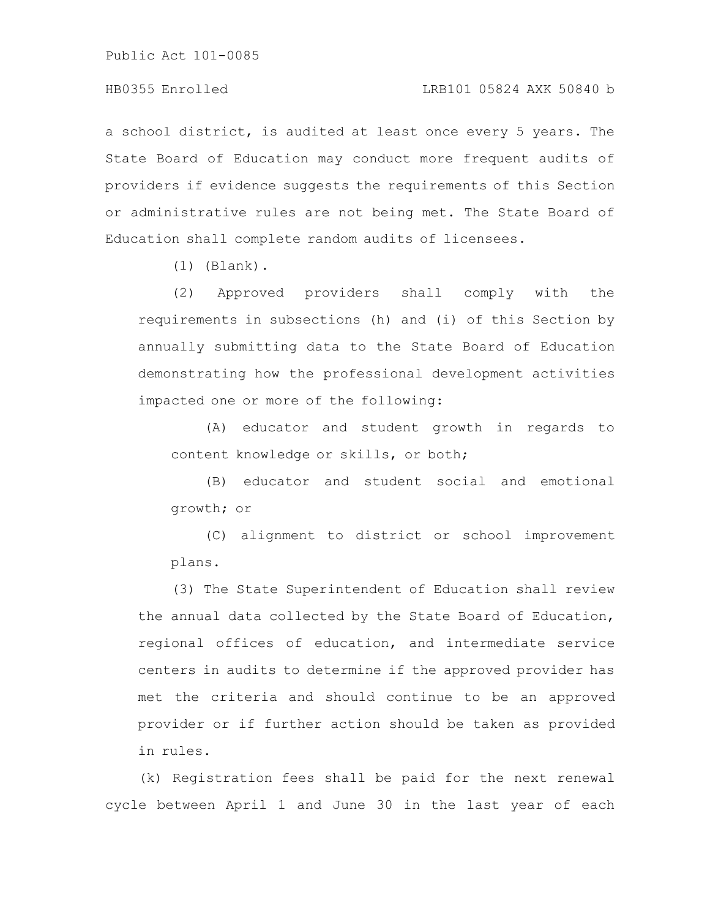a school district, is audited at least once every 5 years. The State Board of Education may conduct more frequent audits of providers if evidence suggests the requirements of this Section or administrative rules are not being met. The State Board of Education shall complete random audits of licensees.

(1) (Blank).

(2) Approved providers shall comply with the requirements in subsections (h) and (i) of this Section by annually submitting data to the State Board of Education demonstrating how the professional development activities impacted one or more of the following:

(A) educator and student growth in regards to content knowledge or skills, or both;

(B) educator and student social and emotional growth; or

(C) alignment to district or school improvement plans.

(3) The State Superintendent of Education shall review the annual data collected by the State Board of Education, regional offices of education, and intermediate service centers in audits to determine if the approved provider has met the criteria and should continue to be an approved provider or if further action should be taken as provided in rules.

(k) Registration fees shall be paid for the next renewal cycle between April 1 and June 30 in the last year of each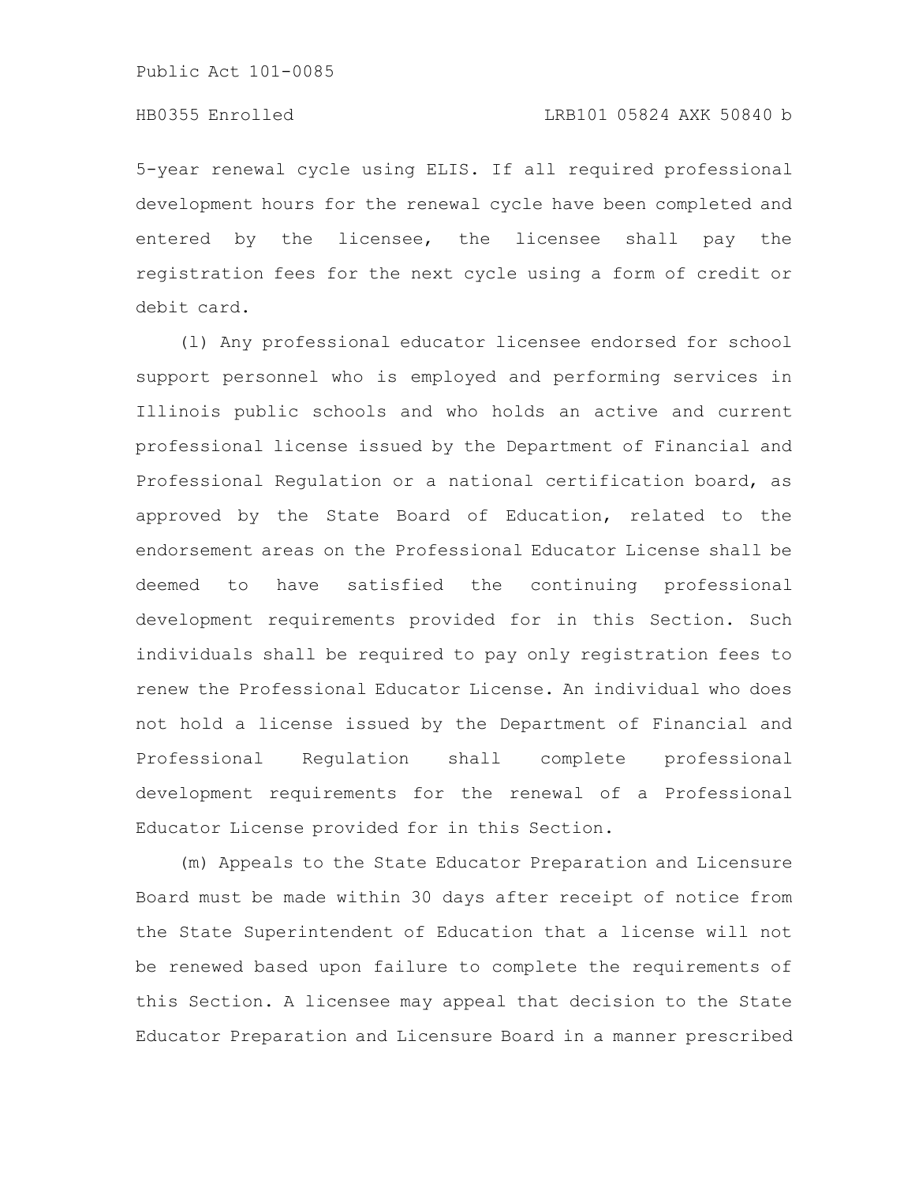5-year renewal cycle using ELIS. If all required professional development hours for the renewal cycle have been completed and entered by the licensee, the licensee shall pay the registration fees for the next cycle using a form of credit or debit card.

(l) Any professional educator licensee endorsed for school support personnel who is employed and performing services in Illinois public schools and who holds an active and current professional license issued by the Department of Financial and Professional Regulation or a national certification board, as approved by the State Board of Education, related to the endorsement areas on the Professional Educator License shall be deemed to have satisfied the continuing professional development requirements provided for in this Section. Such individuals shall be required to pay only registration fees to renew the Professional Educator License. An individual who does not hold a license issued by the Department of Financial and Professional Regulation shall complete professional development requirements for the renewal of a Professional Educator License provided for in this Section.

(m) Appeals to the State Educator Preparation and Licensure Board must be made within 30 days after receipt of notice from the State Superintendent of Education that a license will not be renewed based upon failure to complete the requirements of this Section. A licensee may appeal that decision to the State Educator Preparation and Licensure Board in a manner prescribed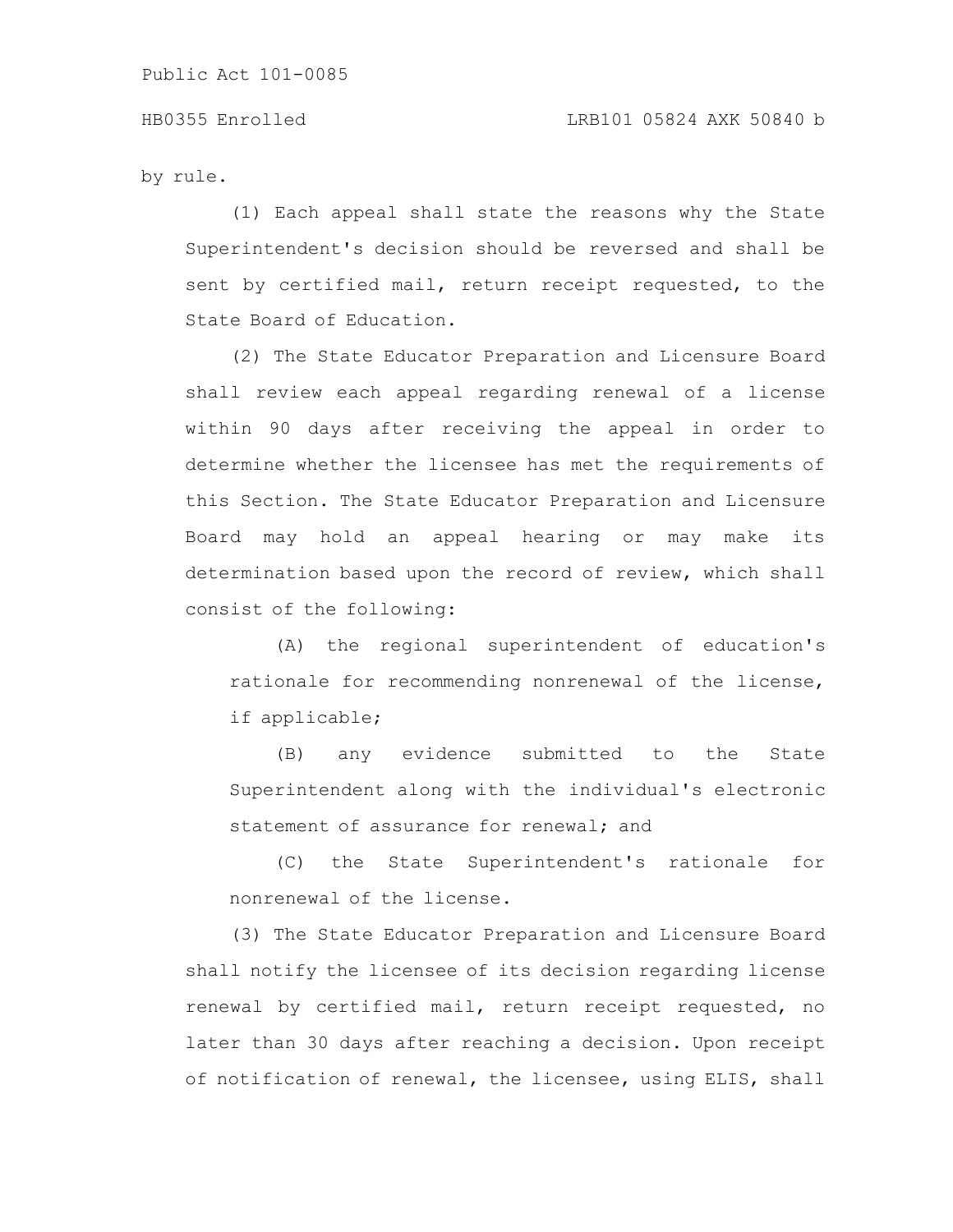by rule.

(1) Each appeal shall state the reasons why the State Superintendent's decision should be reversed and shall be sent by certified mail, return receipt requested, to the State Board of Education.

(2) The State Educator Preparation and Licensure Board shall review each appeal regarding renewal of a license within 90 days after receiving the appeal in order to determine whether the licensee has met the requirements of this Section. The State Educator Preparation and Licensure Board may hold an appeal hearing or may make its determination based upon the record of review, which shall consist of the following:

(A) the regional superintendent of education's rationale for recommending nonrenewal of the license, if applicable;

(B) any evidence submitted to the State Superintendent along with the individual's electronic statement of assurance for renewal; and

(C) the State Superintendent's rationale for nonrenewal of the license.

(3) The State Educator Preparation and Licensure Board shall notify the licensee of its decision regarding license renewal by certified mail, return receipt requested, no later than 30 days after reaching a decision. Upon receipt of notification of renewal, the licensee, using ELIS, shall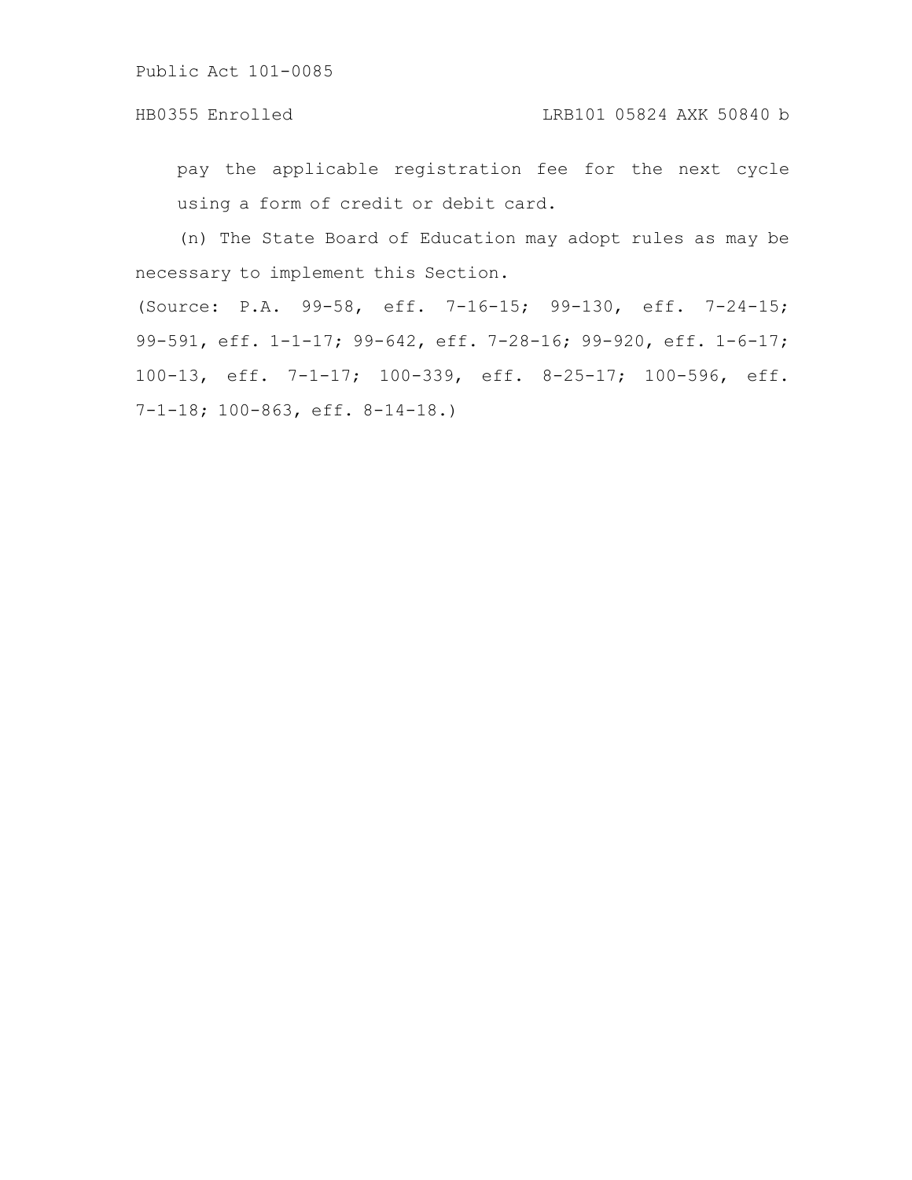pay the applicable registration fee for the next cycle using a form of credit or debit card.

(n) The State Board of Education may adopt rules as may be necessary to implement this Section.

(Source: P.A. 99-58, eff. 7-16-15; 99-130, eff. 7-24-15; 99-591, eff. 1-1-17; 99-642, eff. 7-28-16; 99-920, eff. 1-6-17; 100-13, eff. 7-1-17; 100-339, eff. 8-25-17; 100-596, eff. 7-1-18; 100-863, eff. 8-14-18.)